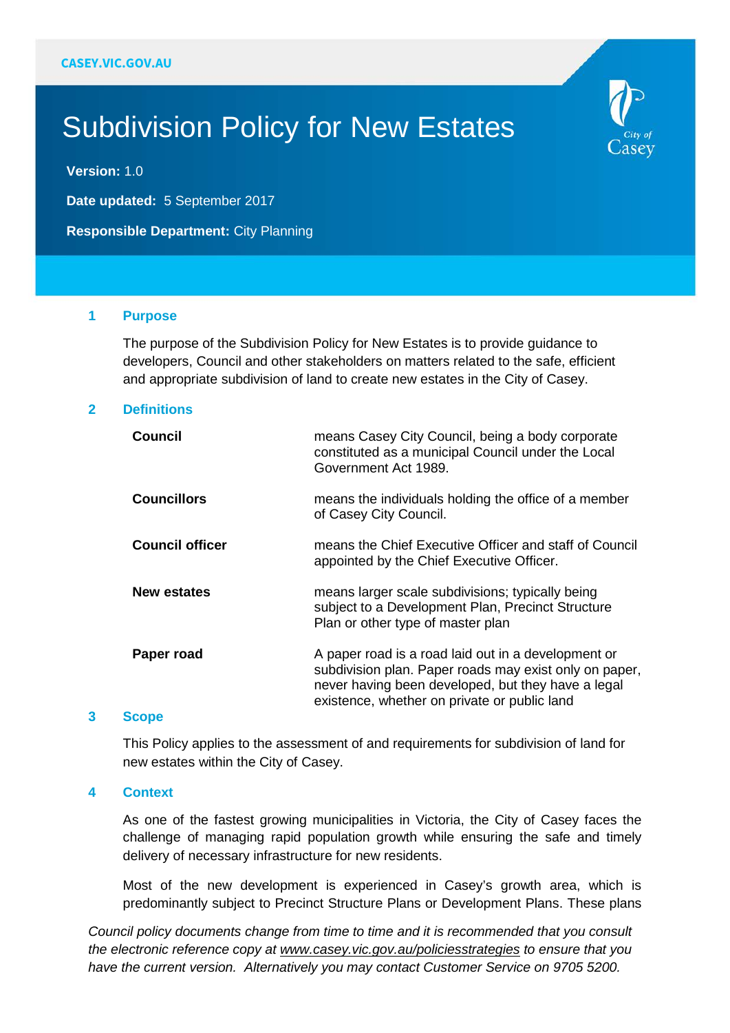CASEY.VIC.GOV.AU

# Subdivision Policy for New Estates

**Version:** 1.0

**Date updated:** 5 September 2017

**Responsible Department:** City Planning

## 1 Purpose

The purpose of the Subdivision Policy for New Estates is to provide guidance to developers, Council and other stakeholders on matters related to the safe, efficient and appropriate subdivision of land to create new estates in the City of Casey.

## 2 Definitions

| | |
|---|---|
| **Council** | means Casey City Council, being a body corporate constituted as a municipal Council under the Local Government Act 1989. |
| **Councillors** | means the individuals holding the office of a member of Casey City Council. |
| **Council officer** | means the Chief Executive Officer and staff of Council appointed by the Chief Executive Officer. |
| **New estates** | means larger scale subdivisions; typically being subject to a Development Plan, Precinct Structure Plan or other type of master plan |
| **Paper road** | A paper road is a road laid out in a development or subdivision plan. Paper roads may exist only on paper, never having been developed, but they have a legal existence, whether on private or public land |

## 3 Scope

This Policy applies to the assessment of and requirements for subdivision of land for new estates within the City of Casey.

## 4 Context

As one of the fastest growing municipalities in Victoria, the City of Casey faces the challenge of managing rapid population growth while ensuring the safe and timely delivery of necessary infrastructure for new residents.

Most of the new development is experienced in Casey's growth area, which is predominantly subject to Precinct Structure Plans or Development Plans. These plans

*Council policy documents change from time to time and it is recommended that you consult the electronic reference copy at www.casey.vic.gov.au/policiesstrategies to ensure that you have the current version. Alternatively you may contact Customer Service on 9705 5200.*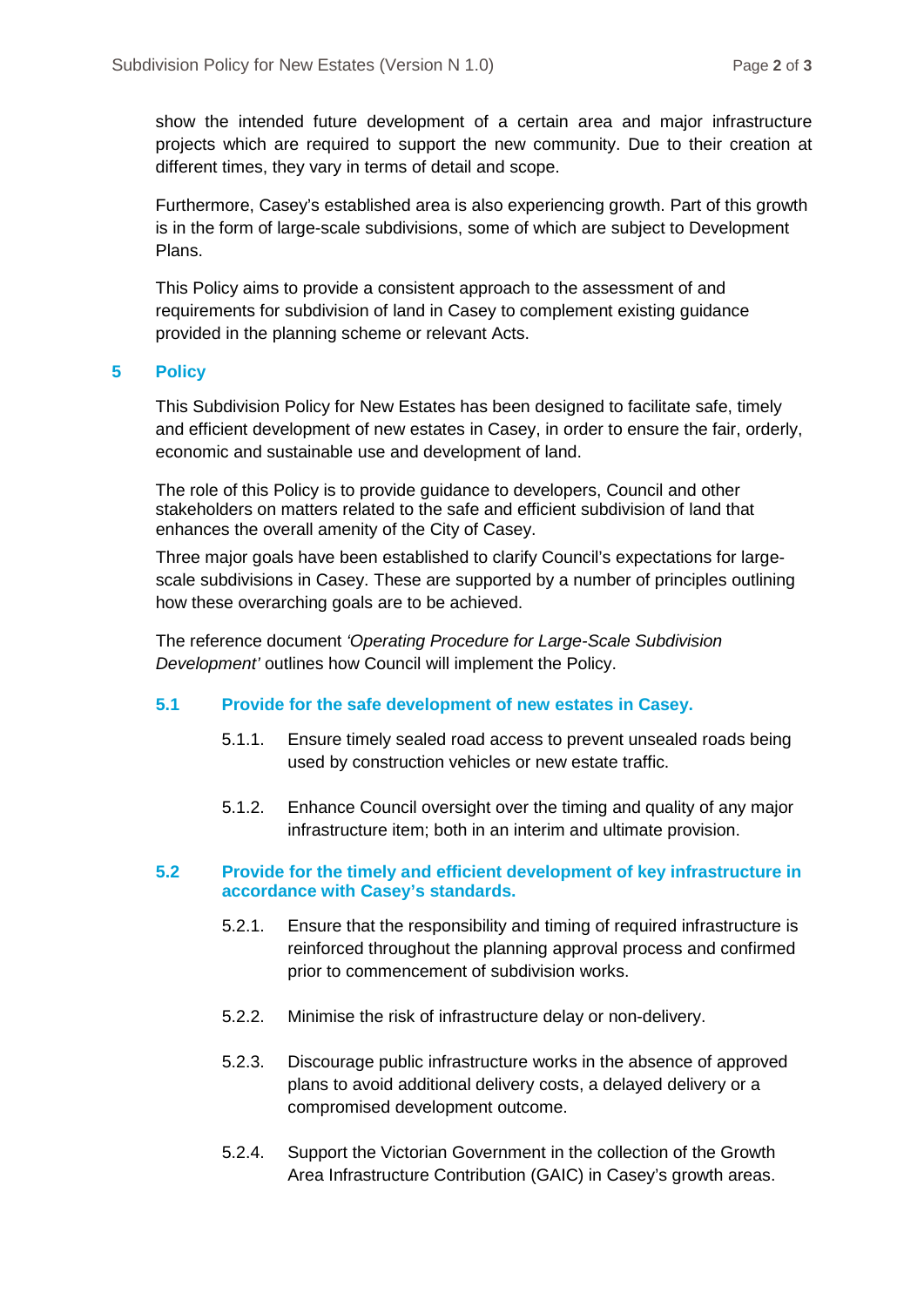show the intended future development of a certain area and major infrastructure projects which are required to support the new community. Due to their creation at different times, they vary in terms of detail and scope.

Furthermore, Casey's established area is also experiencing growth. Part of this growth is in the form of large-scale subdivisions, some of which are subject to Development Plans.

This Policy aims to provide a consistent approach to the assessment of and requirements for subdivision of land in Casey to complement existing guidance provided in the planning scheme or relevant Acts.

## 5 Policy

This Subdivision Policy for New Estates has been designed to facilitate safe, timely and efficient development of new estates in Casey, in order to ensure the fair, orderly, economic and sustainable use and development of land.

The role of this Policy is to provide guidance to developers, Council and other stakeholders on matters related to the safe and efficient subdivision of land that enhances the overall amenity of the City of Casey.

Three major goals have been established to clarify Council's expectations for large-scale subdivisions in Casey. These are supported by a number of principles outlining how these overarching goals are to be achieved.

The reference document *'Operating Procedure for Large-Scale Subdivision Development'* outlines how Council will implement the Policy.

### 5.1 Provide for the safe development of new estates in Casey.

5.1.1. Ensure timely sealed road access to prevent unsealed roads being used by construction vehicles or new estate traffic.

5.1.2. Enhance Council oversight over the timing and quality of any major infrastructure item; both in an interim and ultimate provision.

### 5.2 Provide for the timely and efficient development of key infrastructure in accordance with Casey's standards.

5.2.1. Ensure that the responsibility and timing of required infrastructure is reinforced throughout the planning approval process and confirmed prior to commencement of subdivision works.

5.2.2. Minimise the risk of infrastructure delay or non-delivery.

5.2.3. Discourage public infrastructure works in the absence of approved plans to avoid additional delivery costs, a delayed delivery or a compromised development outcome.

5.2.4. Support the Victorian Government in the collection of the Growth Area Infrastructure Contribution (GAIC) in Casey's growth areas.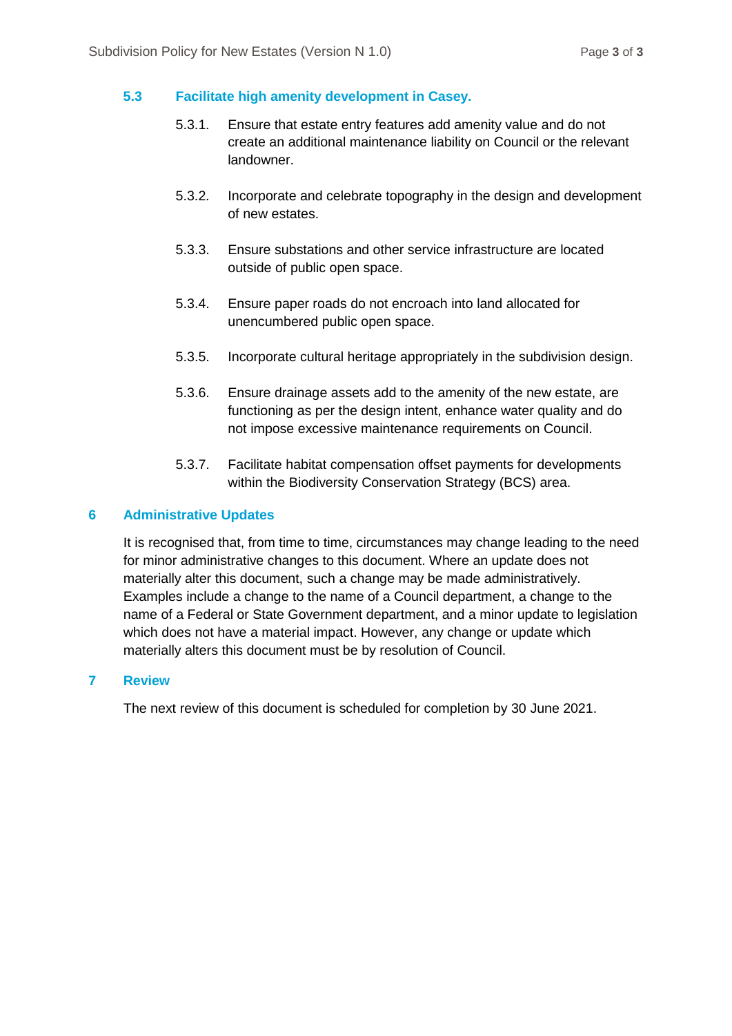### 5.3 Facilitate high amenity development in Casey.

5.3.1. Ensure that estate entry features add amenity value and do not create an additional maintenance liability on Council or the relevant landowner.

5.3.2. Incorporate and celebrate topography in the design and development of new estates.

5.3.3. Ensure substations and other service infrastructure are located outside of public open space.

5.3.4. Ensure paper roads do not encroach into land allocated for unencumbered public open space.

5.3.5. Incorporate cultural heritage appropriately in the subdivision design.

5.3.6. Ensure drainage assets add to the amenity of the new estate, are functioning as per the design intent, enhance water quality and do not impose excessive maintenance requirements on Council.

5.3.7. Facilitate habitat compensation offset payments for developments within the Biodiversity Conservation Strategy (BCS) area.

## 6 Administrative Updates

It is recognised that, from time to time, circumstances may change leading to the need for minor administrative changes to this document. Where an update does not materially alter this document, such a change may be made administratively. Examples include a change to the name of a Council department, a change to the name of a Federal or State Government department, and a minor update to legislation which does not have a material impact. However, any change or update which materially alters this document must be by resolution of Council.

## 7 Review

The next review of this document is scheduled for completion by 30 June 2021.